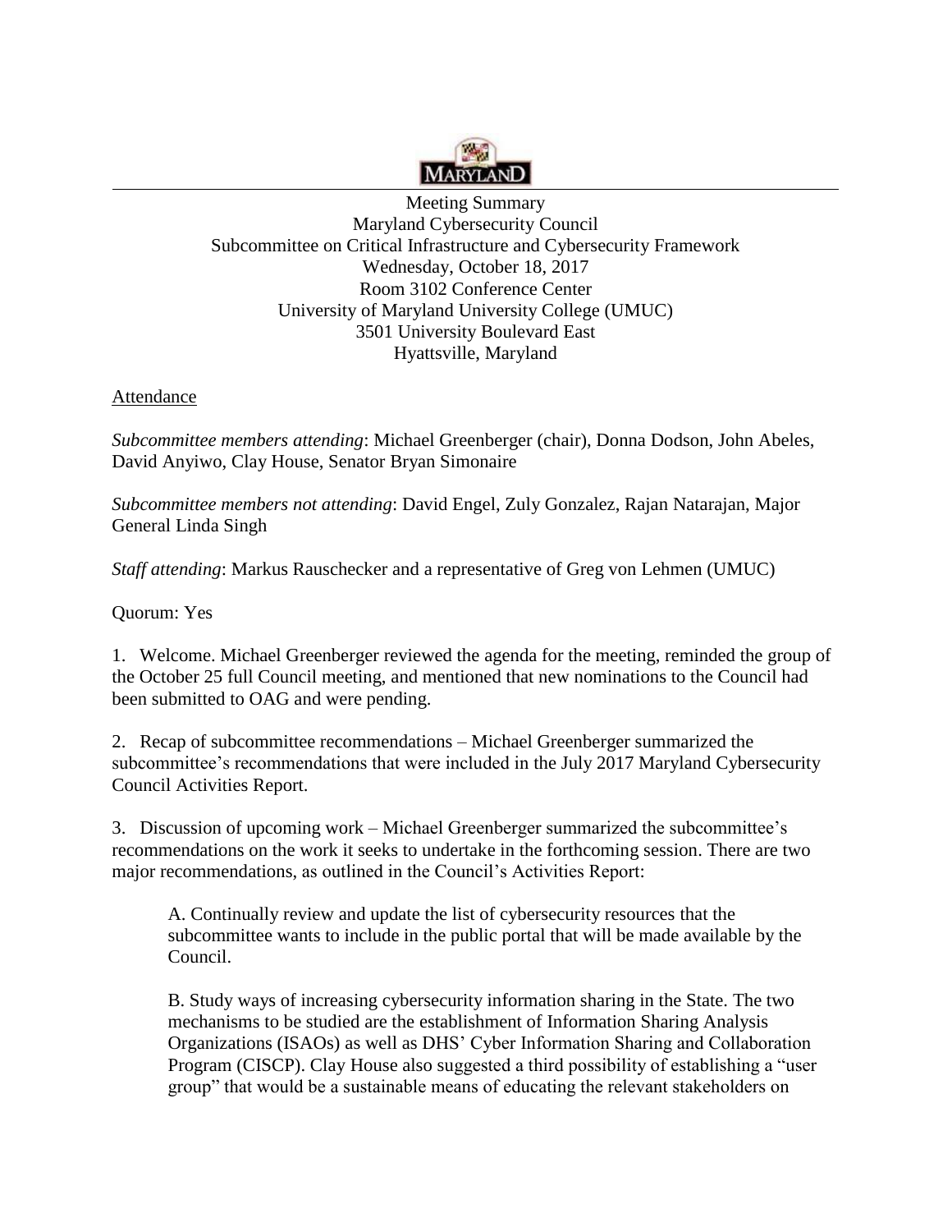Meeting Summary
Maryland Cybersecurity Council
Subcommittee on Critical Infrastructure and Cybersecurity Framework
Wednesday, October 18, 2017
Room 3102 Conference Center
University of Maryland University College (UMUC)
3501 University Boulevard East
Hyattsville, Maryland

## Attendance

*Subcommittee members attending*: Michael Greenberger (chair), Donna Dodson, John Abeles, David Anyiwo, Clay House, Senator Bryan Simonaire

*Subcommittee members not attending*: David Engel, Zuly Gonzalez, Rajan Natarajan, Major General Linda Singh

*Staff attending*: Markus Rauschecker and a representative of Greg von Lehmen (UMUC)

Quorum: Yes

1. Welcome. Michael Greenberger reviewed the agenda for the meeting, reminded the group of the October 25 full Council meeting, and mentioned that new nominations to the Council had been submitted to OAG and were pending.

2. Recap of subcommittee recommendations – Michael Greenberger summarized the subcommittee's recommendations that were included in the July 2017 Maryland Cybersecurity Council Activities Report.

3. Discussion of upcoming work – Michael Greenberger summarized the subcommittee's recommendations on the work it seeks to undertake in the forthcoming session. There are two major recommendations, as outlined in the Council's Activities Report:

   A. Continually review and update the list of cybersecurity resources that the subcommittee wants to include in the public portal that will be made available by the Council.

   B. Study ways of increasing cybersecurity information sharing in the State. The two mechanisms to be studied are the establishment of Information Sharing Analysis Organizations (ISAOs) as well as DHS' Cyber Information Sharing and Collaboration Program (CISCP). Clay House also suggested a third possibility of establishing a "user group" that would be a sustainable means of educating the relevant stakeholders on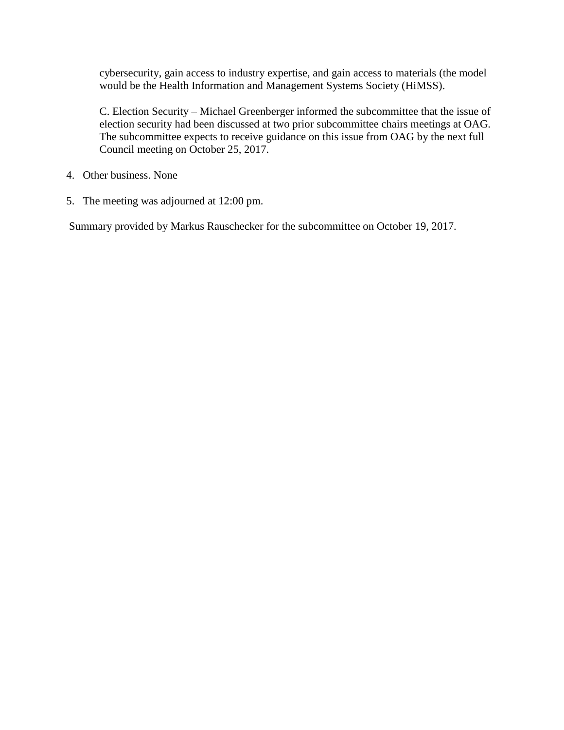cybersecurity, gain access to industry expertise, and gain access to materials (the model would be the Health Information and Management Systems Society (HiMSS).

C. Election Security – Michael Greenberger informed the subcommittee that the issue of election security had been discussed at two prior subcommittee chairs meetings at OAG. The subcommittee expects to receive guidance on this issue from OAG by the next full Council meeting on October 25, 2017.

4. Other business. None

5. The meeting was adjourned at 12:00 pm.

Summary provided by Markus Rauschecker for the subcommittee on October 19, 2017.